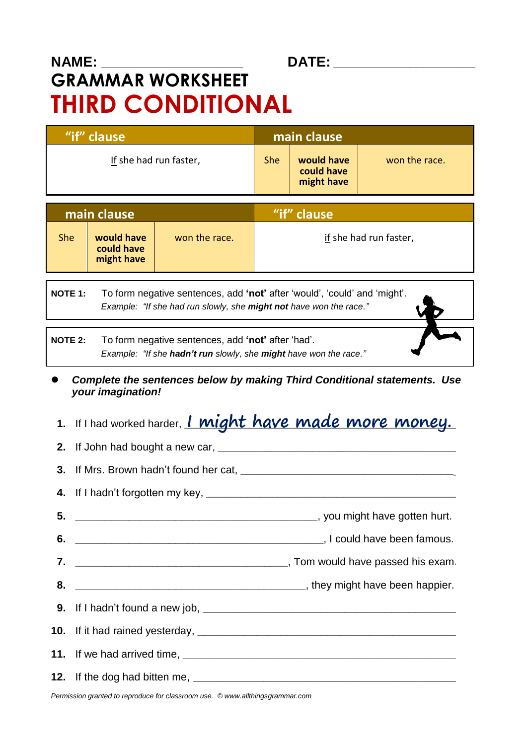NAME: ____________________ DATE: ____________________

# GRAMMAR WORKSHEET

# THIRD CONDITIONAL

| "if" clause | main clause | | |
|---|---|---|---|
| If she had run faster, | She | **would have** **could have** **might have** | won the race. |

| main clause | | | "if" clause |
|---|---|---|---|
| She | **would have** **could have** **might have** | won the race. | if she had run faster, |

**NOTE 1:** To form negative sentences, add **'not'** after 'would', 'could' and 'might'.
*Example: "If she had run slowly, she **might not** have won the race."*

**NOTE 2:** To form negative sentences, add **'not'** after 'had'.
*Example: "If she **hadn't run** slowly, she **might** have won the race."*

- ***Complete the sentences below by making Third Conditional statements. Use your imagination!***

1. If I had worked harder, I might have made more money.
2. If John had bought a new car, ________________________________________
3. If Mrs. Brown hadn't found her cat, ____________________________________
4. If I hadn't forgotten my key, __________________________________________
5. ________________________________________, you might have gotten hurt.
6. ________________________________________, I could have been famous.
7. ____________________________________, Tom would have passed his exam.
8. ______________________________________, they might have been happier.
9. If I hadn't found a new job, ___________________________________________
10. If it had rained yesterday, ___________________________________________
11. If we had arrived time, ______________________________________________
12. If the dog had bitten me, _____________________________________________

*Permission granted to reproduce for classroom use. © www.allthingsgrammar.com*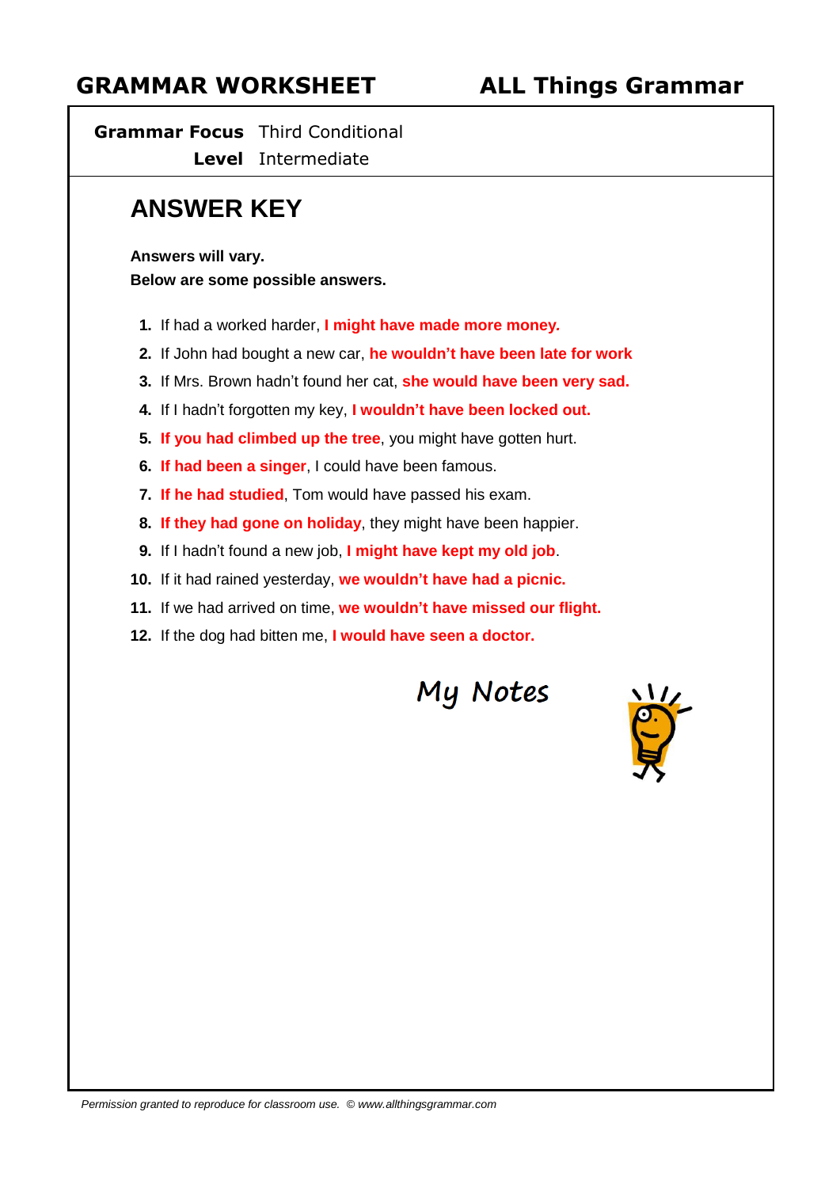# GRAMMAR WORKSHEET

## ALL Things Grammar

**Grammar Focus** Third Conditional
**Level** Intermediate

## ANSWER KEY

**Answers will vary.**
**Below are some possible answers.**

1. If had a worked harder, **I might have made more money.**
2. If John had bought a new car, **he wouldn't have been late for work**
3. If Mrs. Brown hadn't found her cat, **she would have been very sad.**
4. If I hadn't forgotten my key, **I wouldn't have been locked out.**
5. **If you had climbed up the tree**, you might have gotten hurt.
6. **If had been a singer**, I could have been famous.
7. **If he had studied**, Tom would have passed his exam.
8. **If they had gone on holiday**, they might have been happier.
9. If I hadn't found a new job, **I might have kept my old job**.
10. If it had rained yesterday, **we wouldn't have had a picnic.**
11. If we had arrived on time, **we wouldn't have missed our flight.**
12. If the dog had bitten me, **I would have seen a doctor.**

My Notes

*Permission granted to reproduce for classroom use. © www.allthingsgrammar.com*